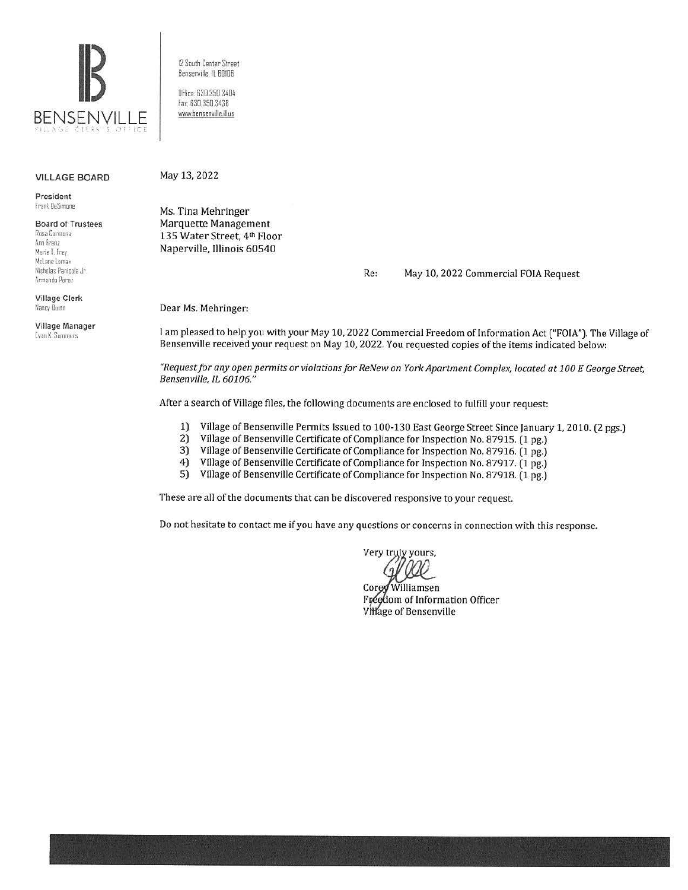**BENSENVILLE**
VILLAGE CLERK'S OFFICE

12 South Center Street
Bensenville, IL 60106

Office: 630.350.3404
Fax: 630.350.3438
www.bensenville.il.us

**VILLAGE BOARD**

**President**
Frank DeSimone

**Board of Trustees**
Rosa Carmona
Ann Franz
Marie T. Frey
McLane Lomax
Nicholas Panicola Jr.
Armando Perez

**Village Clerk**
Nancy Quinn

**Village Manager**
Evan K. Summers

May 13, 2022

Ms. Tina Mehringer
Marquette Management
135 Water Street, 4th Floor
Naperville, Illinois 60540

Re: May 10, 2022 Commercial FOIA Request

Dear Ms. Mehringer:

I am pleased to help you with your May 10, 2022 Commercial Freedom of Information Act ("FOIA"). The Village of Bensenville received your request on May 10, 2022. You requested copies of the items indicated below:

*"Request for any open permits or violations for ReNew on York Apartment Complex, located at 100 E George Street, Bensenville, IL 60106."*

After a search of Village files, the following documents are enclosed to fulfill your request:

1) Village of Bensenville Permits Issued to 100-130 East George Street Since January 1, 2010. (2 pgs.)
2) Village of Bensenville Certificate of Compliance for Inspection No. 87915. (1 pg.)
3) Village of Bensenville Certificate of Compliance for Inspection No. 87916. (1 pg.)
4) Village of Bensenville Certificate of Compliance for Inspection No. 87917. (1 pg.)
5) Village of Bensenville Certificate of Compliance for Inspection No. 87918. (1 pg.)

These are all of the documents that can be discovered responsive to your request.

Do not hesitate to contact me if you have any questions or concerns in connection with this response.

Very truly yours,

Corey Williamsen
Freedom of Information Officer
Village of Bensenville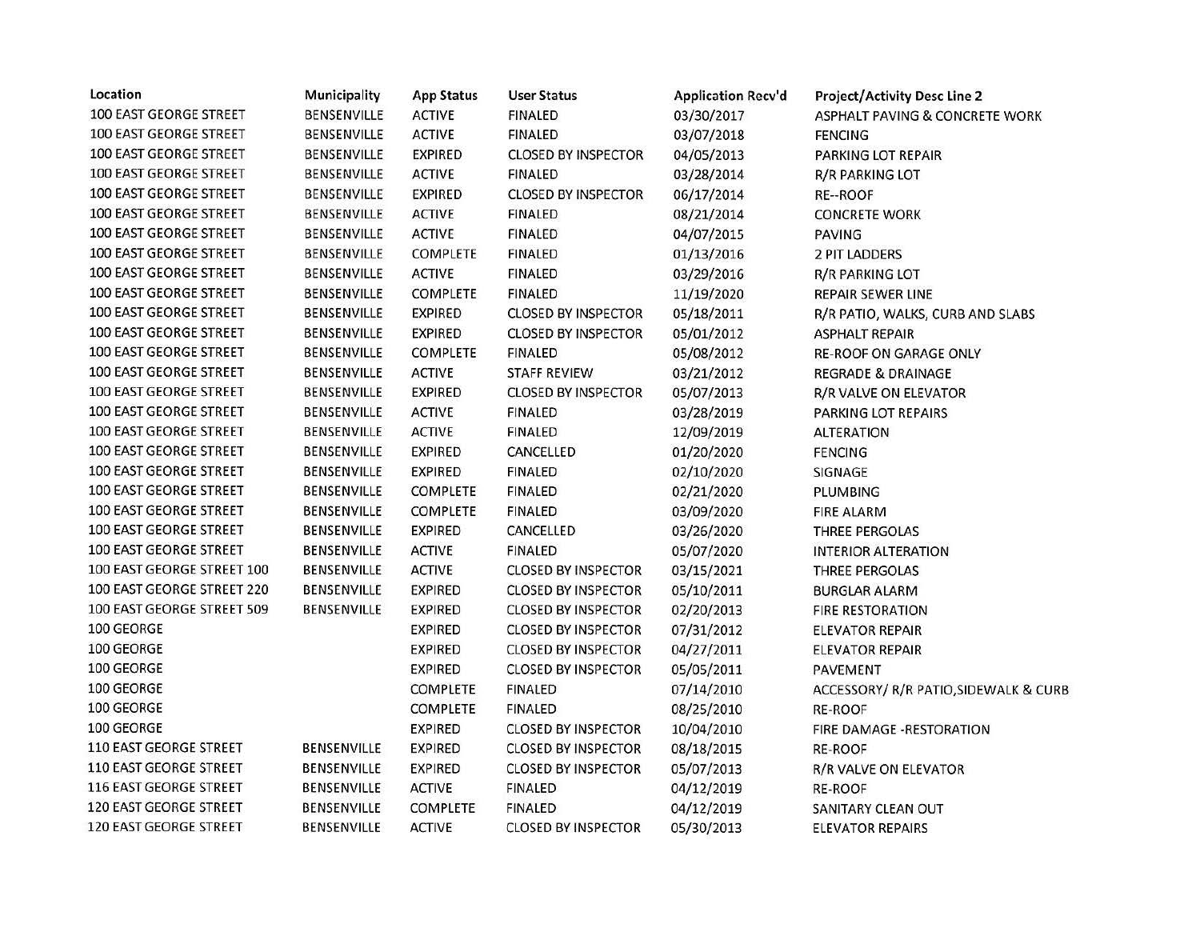| Location | Municipality | App Status | User Status | Application Recv'd | Project/Activity Desc Line 2 |
|---|---|---|---|---|---|
| 100 EAST GEORGE STREET | BENSENVILLE | ACTIVE | FINALED | 03/30/2017 | ASPHALT PAVING & CONCRETE WORK |
| 100 EAST GEORGE STREET | BENSENVILLE | ACTIVE | FINALED | 03/07/2018 | FENCING |
| 100 EAST GEORGE STREET | BENSENVILLE | EXPIRED | CLOSED BY INSPECTOR | 04/05/2013 | PARKING LOT REPAIR |
| 100 EAST GEORGE STREET | BENSENVILLE | ACTIVE | FINALED | 03/28/2014 | R/R PARKING LOT |
| 100 EAST GEORGE STREET | BENSENVILLE | EXPIRED | CLOSED BY INSPECTOR | 06/17/2014 | RE--ROOF |
| 100 EAST GEORGE STREET | BENSENVILLE | ACTIVE | FINALED | 08/21/2014 | CONCRETE WORK |
| 100 EAST GEORGE STREET | BENSENVILLE | ACTIVE | FINALED | 04/07/2015 | PAVING |
| 100 EAST GEORGE STREET | BENSENVILLE | COMPLETE | FINALED | 01/13/2016 | 2 PIT LADDERS |
| 100 EAST GEORGE STREET | BENSENVILLE | ACTIVE | FINALED | 03/29/2016 | R/R PARKING LOT |
| 100 EAST GEORGE STREET | BENSENVILLE | COMPLETE | FINALED | 11/19/2020 | REPAIR SEWER LINE |
| 100 EAST GEORGE STREET | BENSENVILLE | EXPIRED | CLOSED BY INSPECTOR | 05/18/2011 | R/R PATIO, WALKS, CURB AND SLABS |
| 100 EAST GEORGE STREET | BENSENVILLE | EXPIRED | CLOSED BY INSPECTOR | 05/01/2012 | ASPHALT REPAIR |
| 100 EAST GEORGE STREET | BENSENVILLE | COMPLETE | FINALED | 05/08/2012 | RE-ROOF ON GARAGE ONLY |
| 100 EAST GEORGE STREET | BENSENVILLE | ACTIVE | STAFF REVIEW | 03/21/2012 | REGRADE & DRAINAGE |
| 100 EAST GEORGE STREET | BENSENVILLE | EXPIRED | CLOSED BY INSPECTOR | 05/07/2013 | R/R VALVE ON ELEVATOR |
| 100 EAST GEORGE STREET | BENSENVILLE | ACTIVE | FINALED | 03/28/2019 | PARKING LOT REPAIRS |
| 100 EAST GEORGE STREET | BENSENVILLE | ACTIVE | FINALED | 12/09/2019 | ALTERATION |
| 100 EAST GEORGE STREET | BENSENVILLE | EXPIRED | CANCELLED | 01/20/2020 | FENCING |
| 100 EAST GEORGE STREET | BENSENVILLE | EXPIRED | FINALED | 02/10/2020 | SIGNAGE |
| 100 EAST GEORGE STREET | BENSENVILLE | COMPLETE | FINALED | 02/21/2020 | PLUMBING |
| 100 EAST GEORGE STREET | BENSENVILLE | COMPLETE | FINALED | 03/09/2020 | FIRE ALARM |
| 100 EAST GEORGE STREET | BENSENVILLE | EXPIRED | CANCELLED | 03/26/2020 | THREE PERGOLAS |
| 100 EAST GEORGE STREET | BENSENVILLE | ACTIVE | FINALED | 05/07/2020 | INTERIOR ALTERATION |
| 100 EAST GEORGE STREET 100 | BENSENVILLE | ACTIVE | CLOSED BY INSPECTOR | 03/15/2021 | THREE PERGOLAS |
| 100 EAST GEORGE STREET 220 | BENSENVILLE | EXPIRED | CLOSED BY INSPECTOR | 05/10/2011 | BURGLAR ALARM |
| 100 EAST GEORGE STREET 509 | BENSENVILLE | EXPIRED | CLOSED BY INSPECTOR | 02/20/2013 | FIRE RESTORATION |
| 100 GEORGE | | EXPIRED | CLOSED BY INSPECTOR | 07/31/2012 | ELEVATOR REPAIR |
| 100 GEORGE | | EXPIRED | CLOSED BY INSPECTOR | 04/27/2011 | ELEVATOR REPAIR |
| 100 GEORGE | | EXPIRED | CLOSED BY INSPECTOR | 05/05/2011 | PAVEMENT |
| 100 GEORGE | | COMPLETE | FINALED | 07/14/2010 | ACCESSORY/ R/R PATIO,SIDEWALK & CURB |
| 100 GEORGE | | COMPLETE | FINALED | 08/25/2010 | RE-ROOF |
| 100 GEORGE | | EXPIRED | CLOSED BY INSPECTOR | 10/04/2010 | FIRE DAMAGE -RESTORATION |
| 110 EAST GEORGE STREET | BENSENVILLE | EXPIRED | CLOSED BY INSPECTOR | 08/18/2015 | RE-ROOF |
| 110 EAST GEORGE STREET | BENSENVILLE | EXPIRED | CLOSED BY INSPECTOR | 05/07/2013 | R/R VALVE ON ELEVATOR |
| 116 EAST GEORGE STREET | BENSENVILLE | ACTIVE | FINALED | 04/12/2019 | RE-ROOF |
| 120 EAST GEORGE STREET | BENSENVILLE | COMPLETE | FINALED | 04/12/2019 | SANITARY CLEAN OUT |
| 120 EAST GEORGE STREET | BENSENVILLE | ACTIVE | CLOSED BY INSPECTOR | 05/30/2013 | ELEVATOR REPAIRS |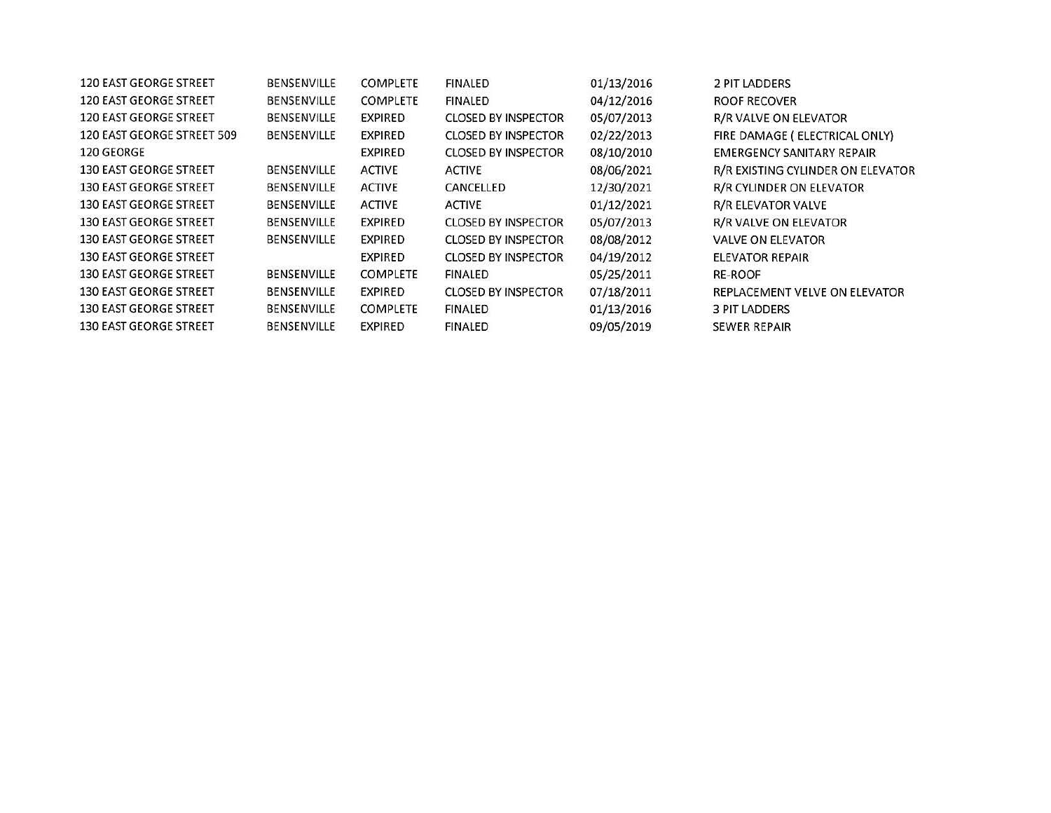| | | | | | |
|---|---|---|---|---|---|
| 120 EAST GEORGE STREET | BENSENVILLE | COMPLETE | FINALED | 01/13/2016 | 2 PIT LADDERS |
| 120 EAST GEORGE STREET | BENSENVILLE | COMPLETE | FINALED | 04/12/2016 | ROOF RECOVER |
| 120 EAST GEORGE STREET | BENSENVILLE | EXPIRED | CLOSED BY INSPECTOR | 05/07/2013 | R/R VALVE ON ELEVATOR |
| 120 EAST GEORGE STREET 509 | BENSENVILLE | EXPIRED | CLOSED BY INSPECTOR | 02/22/2013 | FIRE DAMAGE ( ELECTRICAL ONLY) |
| 120 GEORGE | | EXPIRED | CLOSED BY INSPECTOR | 08/10/2010 | EMERGENCY SANITARY REPAIR |
| 130 EAST GEORGE STREET | BENSENVILLE | ACTIVE | ACTIVE | 08/06/2021 | R/R EXISTING CYLINDER ON ELEVATOR |
| 130 EAST GEORGE STREET | BENSENVILLE | ACTIVE | CANCELLED | 12/30/2021 | R/R CYLINDER ON ELEVATOR |
| 130 EAST GEORGE STREET | BENSENVILLE | ACTIVE | ACTIVE | 01/12/2021 | R/R ELEVATOR VALVE |
| 130 EAST GEORGE STREET | BENSENVILLE | EXPIRED | CLOSED BY INSPECTOR | 05/07/2013 | R/R VALVE ON ELEVATOR |
| 130 EAST GEORGE STREET | BENSENVILLE | EXPIRED | CLOSED BY INSPECTOR | 08/08/2012 | VALVE ON ELEVATOR |
| 130 EAST GEORGE STREET | | EXPIRED | CLOSED BY INSPECTOR | 04/19/2012 | ELEVATOR REPAIR |
| 130 EAST GEORGE STREET | BENSENVILLE | COMPLETE | FINALED | 05/25/2011 | RE-ROOF |
| 130 EAST GEORGE STREET | BENSENVILLE | EXPIRED | CLOSED BY INSPECTOR | 07/18/2011 | REPLACEMENT VELVE ON ELEVATOR |
| 130 EAST GEORGE STREET | BENSENVILLE | COMPLETE | FINALED | 01/13/2016 | 3 PIT LADDERS |
| 130 EAST GEORGE STREET | BENSENVILLE | EXPIRED | FINALED | 09/05/2019 | SEWER REPAIR |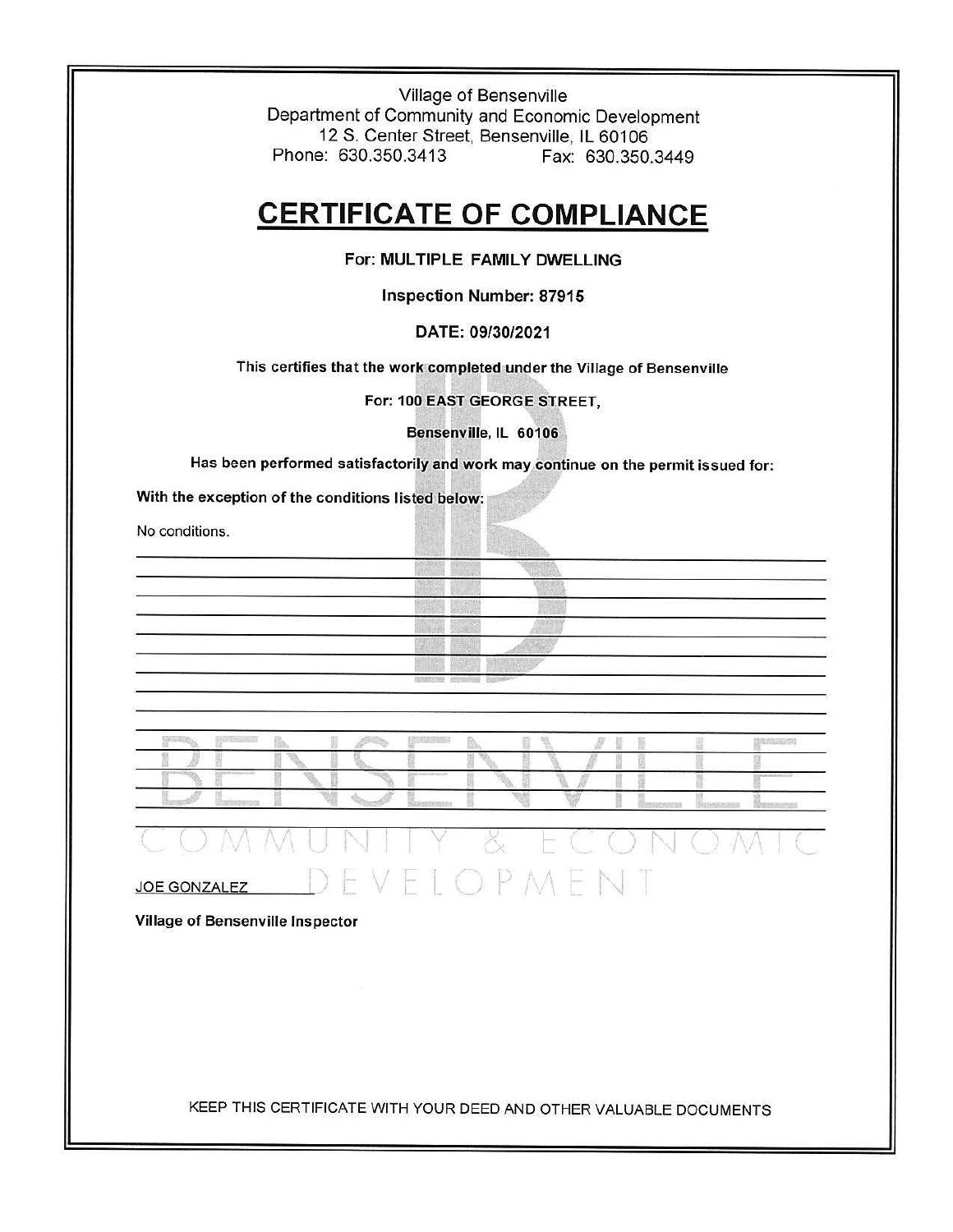Village of Bensenville
Department of Community and Economic Development
12 S. Center Street, Bensenville, IL 60106
Phone: 630.350.3413 Fax: 630.350.3449

# CERTIFICATE OF COMPLIANCE

**For: MULTIPLE FAMILY DWELLING**

**Inspection Number: 87915**

**DATE: 09/30/2021**

**This certifies that the work completed under the Village of Bensenville**

**For: 100 EAST GEORGE STREET,**

**Bensenville, IL 60106**

**Has been performed satisfactorily and work may continue on the permit issued for:**

**With the exception of the conditions listed below:**

No conditions.

JOE GONZALEZ

**Village of Bensenville Inspector**

KEEP THIS CERTIFICATE WITH YOUR DEED AND OTHER VALUABLE DOCUMENTS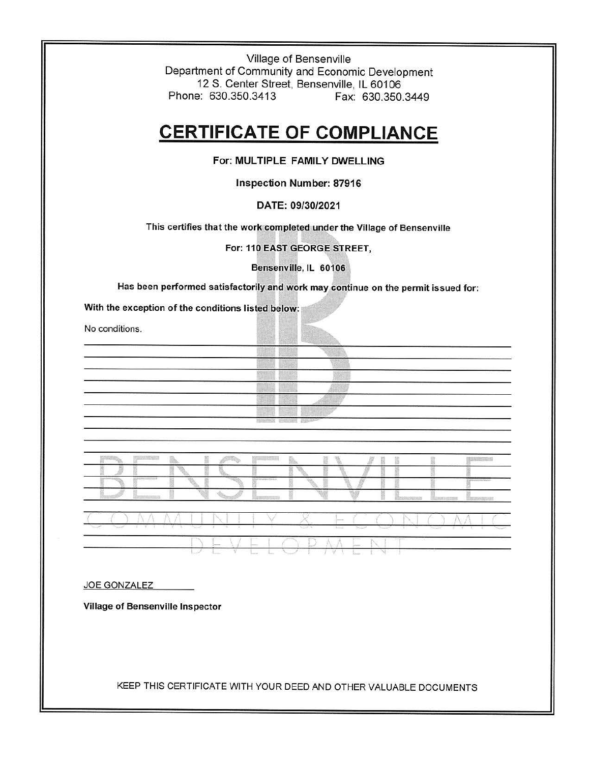Village of Bensenville
Department of Community and Economic Development
12 S. Center Street, Bensenville, IL 60106
Phone: 630.350.3413 Fax: 630.350.3449

# CERTIFICATE OF COMPLIANCE

**For: MULTIPLE FAMILY DWELLING**

**Inspection Number: 87916**

**DATE: 09/30/2021**

**This certifies that the work completed under the Village of Bensenville**

**For: 110 EAST GEORGE STREET,**

**Bensenville, IL 60106**

**Has been performed satisfactorily and work may continue on the permit issued for:**

**With the exception of the conditions listed below:**

No conditions.

JOE GONZALEZ

**Village of Bensenville Inspector**

KEEP THIS CERTIFICATE WITH YOUR DEED AND OTHER VALUABLE DOCUMENTS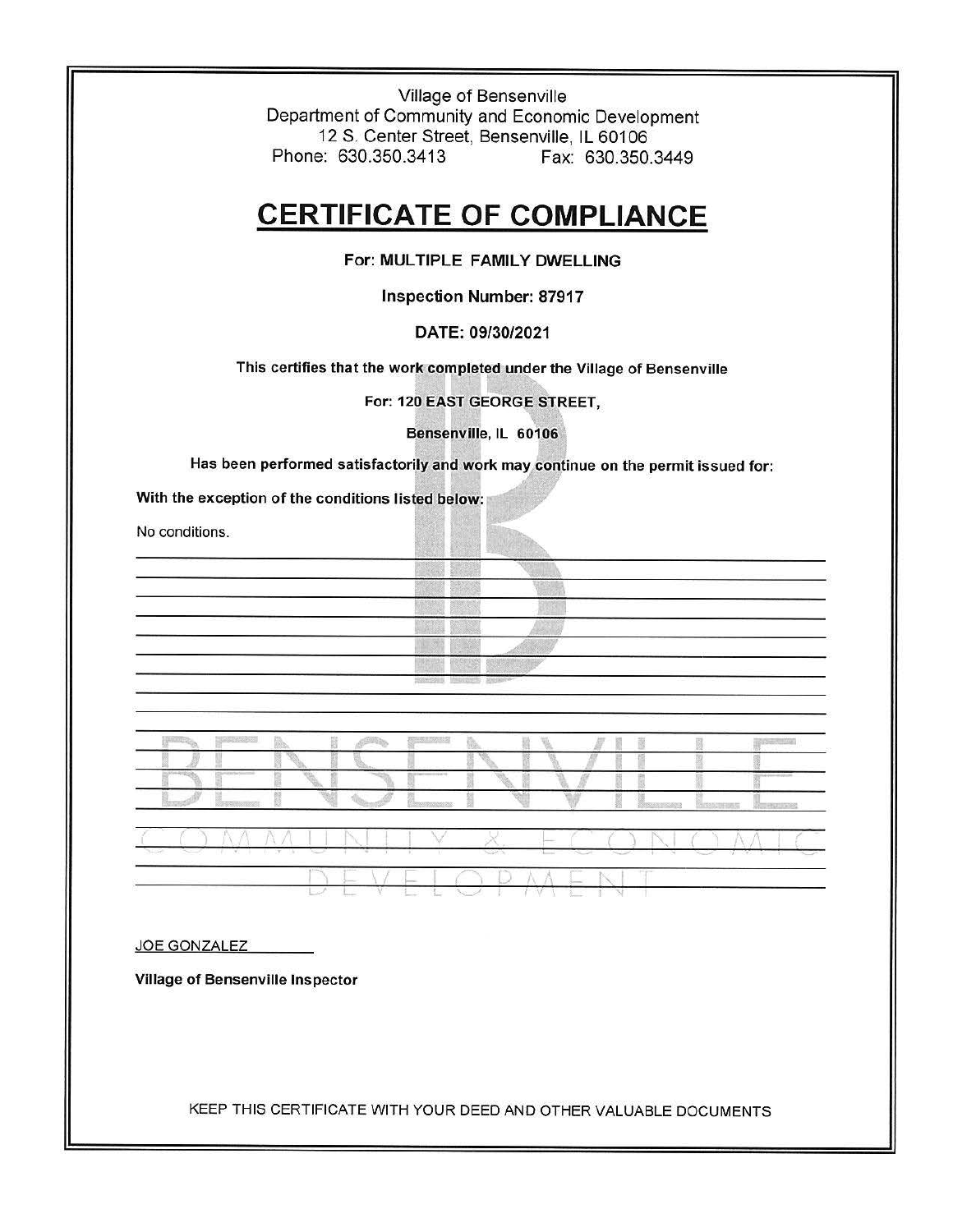Village of Bensenville
Department of Community and Economic Development
12 S. Center Street, Bensenville, IL 60106
Phone: 630.350.3413 Fax: 630.350.3449

# CERTIFICATE OF COMPLIANCE

**For: MULTIPLE FAMILY DWELLING**

**Inspection Number: 87917**

**DATE: 09/30/2021**

**This certifies that the work completed under the Village of Bensenville**

**For: 120 EAST GEORGE STREET,**

**Bensenville, IL 60106**

**Has been performed satisfactorily and work may continue on the permit issued for:**

**With the exception of the conditions listed below:**

No conditions.

JOE GONZALEZ

**Village of Bensenville Inspector**

KEEP THIS CERTIFICATE WITH YOUR DEED AND OTHER VALUABLE DOCUMENTS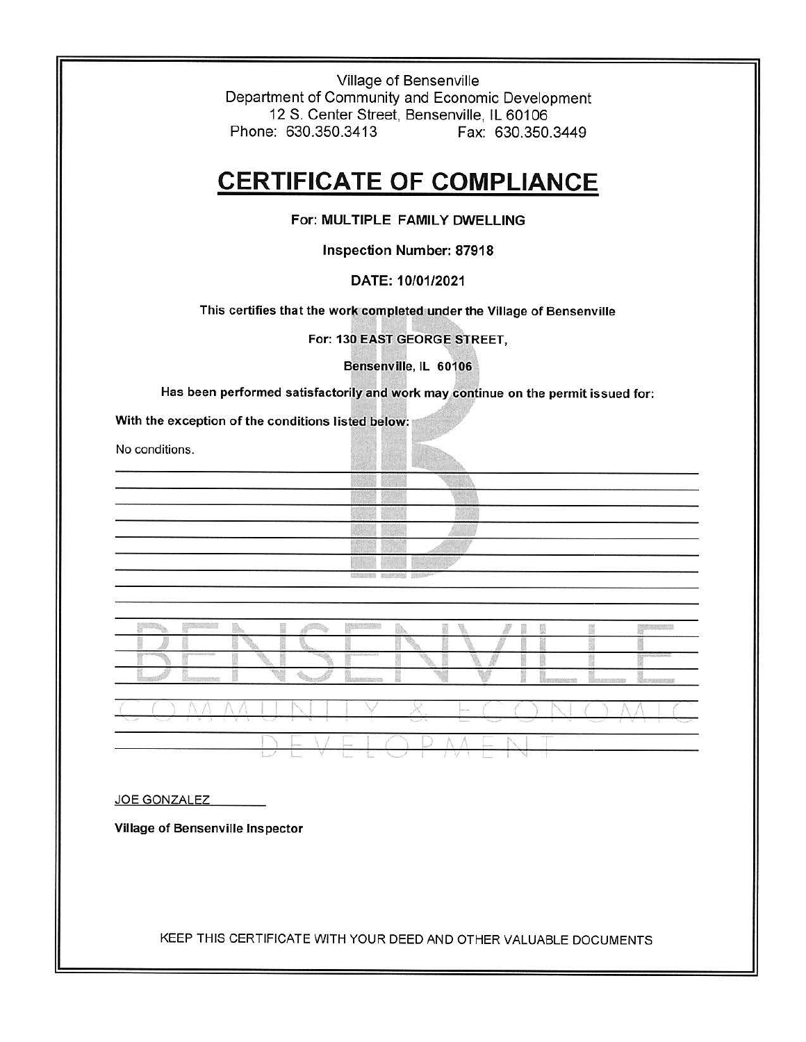Village of Bensenville
Department of Community and Economic Development
12 S. Center Street, Bensenville, IL 60106
Phone: 630.350.3413 Fax: 630.350.3449

# CERTIFICATE OF COMPLIANCE

**For: MULTIPLE FAMILY DWELLING**

**Inspection Number: 87918**

**DATE: 10/01/2021**

**This certifies that the work completed under the Village of Bensenville**

**For: 130 EAST GEORGE STREET,**

**Bensenville, IL 60106**

**Has been performed satisfactorily and work may continue on the permit issued for:**

**With the exception of the conditions listed below:**

No conditions.

JOE GONZALEZ

**Village of Bensenville Inspector**

KEEP THIS CERTIFICATE WITH YOUR DEED AND OTHER VALUABLE DOCUMENTS